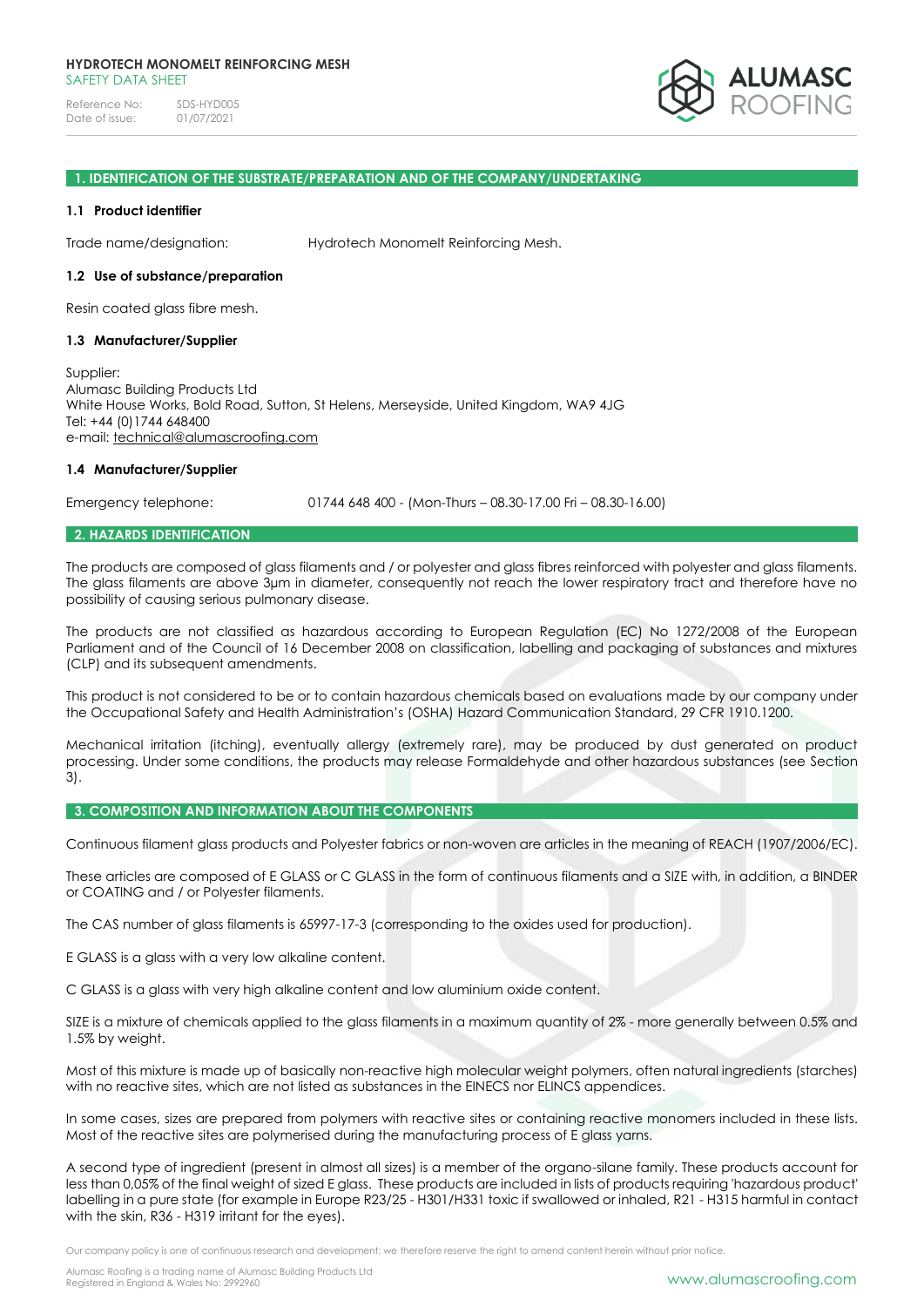**HYDROTECH MONOMELT REINFORCING MESH**
SAFETY DATA SHEET

Reference No: SDS-HYD005
Date of issue: 01/07/2021

## 1. IDENTIFICATION OF THE SUBSTRATE/PREPARATION AND OF THE COMPANY/UNDERTAKING

### 1.1 Product identifier

Trade name/designation: Hydrotech Monomelt Reinforcing Mesh.

### 1.2 Use of substance/preparation

Resin coated glass fibre mesh.

### 1.3 Manufacturer/Supplier

Supplier:
Alumasc Building Products Ltd
White House Works, Bold Road, Sutton, St Helens, Merseyside, United Kingdom, WA9 4JG
Tel: +44 (0)1744 648400
e-mail: technical@alumascroofing.com

### 1.4 Manufacturer/Supplier

Emergency telephone: 01744 648 400 - (Mon-Thurs – 08.30-17.00 Fri – 08.30-16.00)

## 2. HAZARDS IDENTIFICATION

The products are composed of glass filaments and / or polyester and glass fibres reinforced with polyester and glass filaments. The glass filaments are above 3µm in diameter, consequently not reach the lower respiratory tract and therefore have no possibility of causing serious pulmonary disease.

The products are not classified as hazardous according to European Regulation (EC) No 1272/2008 of the European Parliament and of the Council of 16 December 2008 on classification, labelling and packaging of substances and mixtures (CLP) and its subsequent amendments.

This product is not considered to be or to contain hazardous chemicals based on evaluations made by our company under the Occupational Safety and Health Administration's (OSHA) Hazard Communication Standard, 29 CFR 1910.1200.

Mechanical irritation (itching), eventually allergy (extremely rare), may be produced by dust generated on product processing. Under some conditions, the products may release Formaldehyde and other hazardous substances (see Section 3).

## 3. COMPOSITION AND INFORMATION ABOUT THE COMPONENTS

Continuous filament glass products and Polyester fabrics or non-woven are articles in the meaning of REACH (1907/2006/EC).

These articles are composed of E GLASS or C GLASS in the form of continuous filaments and a SIZE with, in addition, a BINDER or COATING and / or Polyester filaments.

The CAS number of glass filaments is 65997-17-3 (corresponding to the oxides used for production).

E GLASS is a glass with a very low alkaline content.

C GLASS is a glass with very high alkaline content and low aluminium oxide content.

SIZE is a mixture of chemicals applied to the glass filaments in a maximum quantity of 2% - more generally between 0.5% and 1.5% by weight.

Most of this mixture is made up of basically non-reactive high molecular weight polymers, often natural ingredients (starches) with no reactive sites, which are not listed as substances in the EINECS nor ELINCS appendices.

In some cases, sizes are prepared from polymers with reactive sites or containing reactive monomers included in these lists. Most of the reactive sites are polymerised during the manufacturing process of E glass yarns.

A second type of ingredient (present in almost all sizes) is a member of the organo-silane family. These products account for less than 0,05% of the final weight of sized E glass. These products are included in lists of products requiring 'hazardous product' labelling in a pure state (for example in Europe R23/25 - H301/H331 toxic if swallowed or inhaled, R21 - H315 harmful in contact with the skin, R36 - H319 irritant for the eyes).

Our company policy is one of continuous research and development; we therefore reserve the right to amend content herein without prior notice.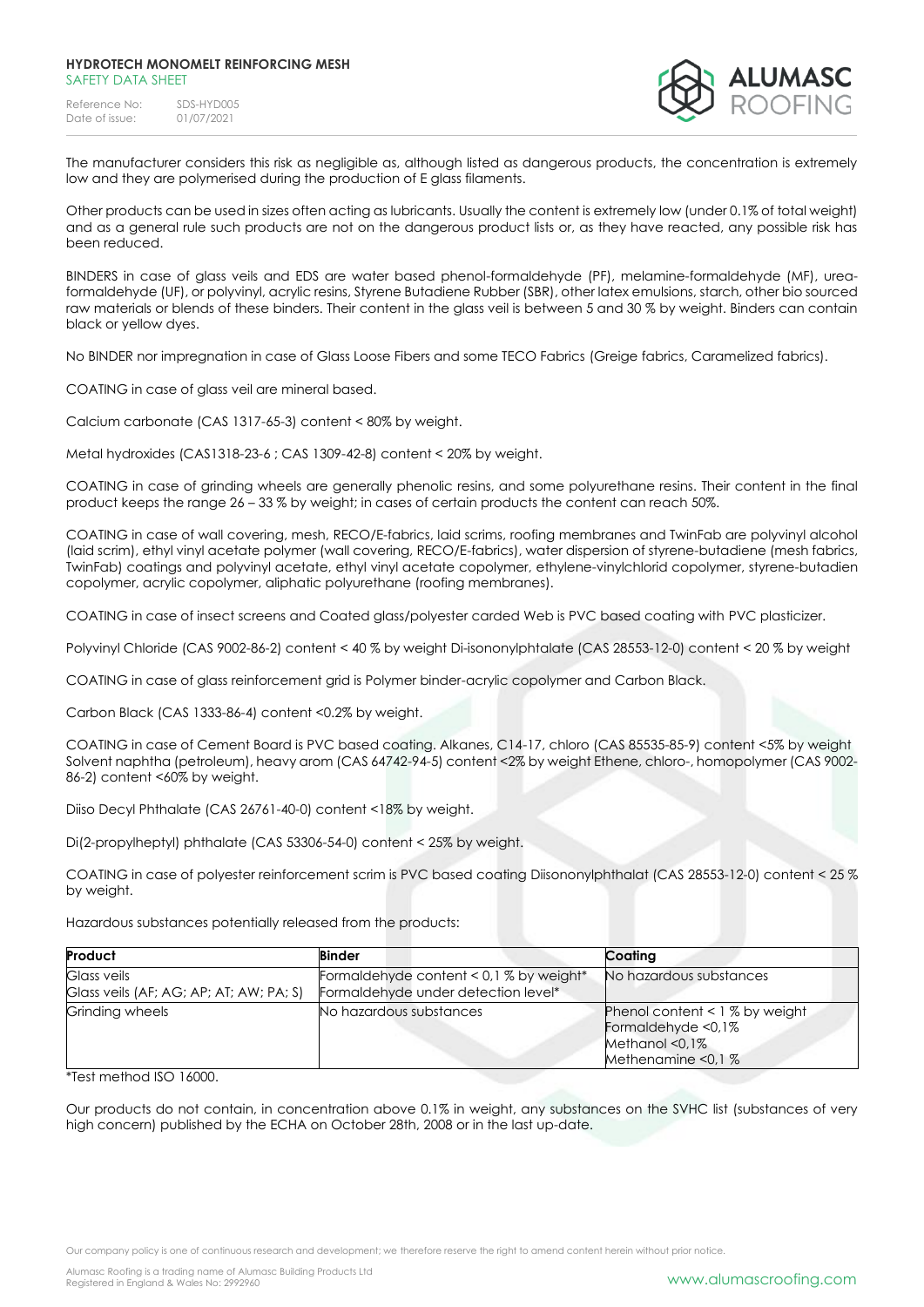The manufacturer considers this risk as negligible as, although listed as dangerous products, the concentration is extremely low and they are polymerised during the production of E glass filaments.

Other products can be used in sizes often acting as lubricants. Usually the content is extremely low (under 0.1% of total weight) and as a general rule such products are not on the dangerous product lists or, as they have reacted, any possible risk has been reduced.

BINDERS in case of glass veils and EDS are water based phenol-formaldehyde (PF), melamine-formaldehyde (MF), urea-formaldehyde (UF), or polyvinyl, acrylic resins, Styrene Butadiene Rubber (SBR), other latex emulsions, starch, other bio sourced raw materials or blends of these binders. Their content in the glass veil is between 5 and 30 % by weight. Binders can contain black or yellow dyes.

No BINDER nor impregnation in case of Glass Loose Fibers and some TECO Fabrics (Greige fabrics, Caramelized fabrics).

COATING in case of glass veil are mineral based.

Calcium carbonate (CAS 1317-65-3) content < 80% by weight.

Metal hydroxides (CAS1318-23-6 ; CAS 1309-42-8) content < 20% by weight.

COATING in case of grinding wheels are generally phenolic resins, and some polyurethane resins. Their content in the final product keeps the range 26 – 33 % by weight; in cases of certain products the content can reach 50%.

COATING in case of wall covering, mesh, RECO/E-fabrics, laid scrims, roofing membranes and TwinFab are polyvinyl alcohol (laid scrim), ethyl vinyl acetate polymer (wall covering, RECO/E-fabrics), water dispersion of styrene-butadiene (mesh fabrics, TwinFab) coatings and polyvinyl acetate, ethyl vinyl acetate copolymer, ethylene-vinylchlorid copolymer, styrene-butadien copolymer, acrylic copolymer, aliphatic polyurethane (roofing membranes).

COATING in case of insect screens and Coated glass/polyester carded Web is PVC based coating with PVC plasticizer.

Polyvinyl Chloride (CAS 9002-86-2) content < 40 % by weight Di-isononylphtalate (CAS 28553-12-0) content < 20 % by weight

COATING in case of glass reinforcement grid is Polymer binder-acrylic copolymer and Carbon Black.

Carbon Black (CAS 1333-86-4) content <0.2% by weight.

COATING in case of Cement Board is PVC based coating. Alkanes, C14-17, chloro (CAS 85535-85-9) content <5% by weight Solvent naphtha (petroleum), heavy arom (CAS 64742-94-5) content <2% by weight Ethene, chloro-, homopolymer (CAS 9002-86-2) content <60% by weight.

Diiso Decyl Phthalate (CAS 26761-40-0) content <18% by weight.

Di(2-propylheptyl) phthalate (CAS 53306-54-0) content < 25% by weight.

COATING in case of polyester reinforcement scrim is PVC based coating Diisononylphthalat (CAS 28553-12-0) content < 25 % by weight.

Hazardous substances potentially released from the products:

| Product | Binder | Coating |
|---|---|---|
| Glass veils<br>Glass veils (AF; AG; AP; AT; AW; PA; S) | Formaldehyde content < 0,1 % by weight*<br>Formaldehyde under detection level* | No hazardous substances |
| Grinding wheels | No hazardous substances | Phenol content < 1 % by weight<br>Formaldehyde <0,1%<br>Methanol <0,1%<br>Methenamine <0,1 % |

*Test method ISO 16000.

Our products do not contain, in concentration above 0.1% in weight, any substances on the SVHC list (substances of very high concern) published by the ECHA on October 28th, 2008 or in the last up-date.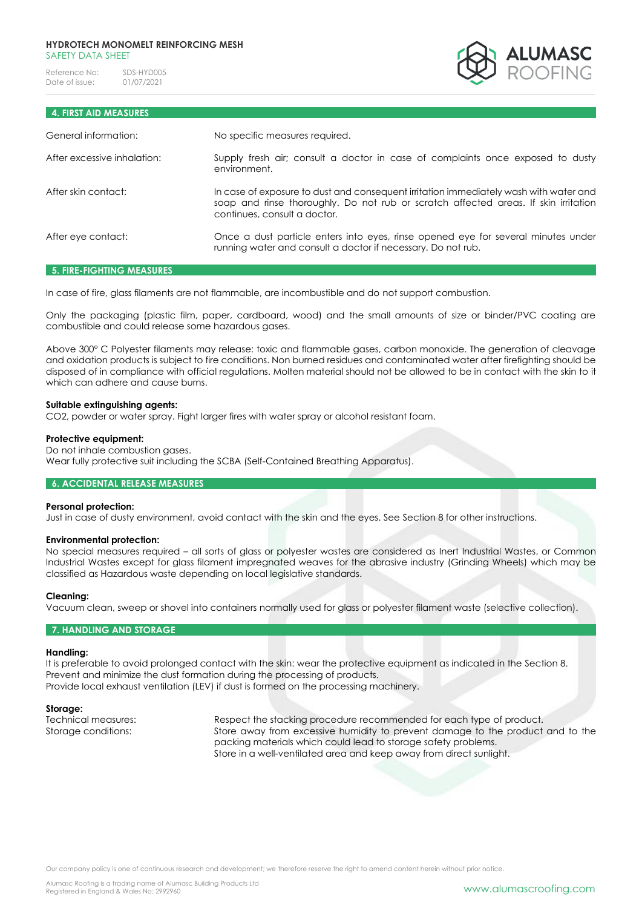## 4. FIRST AID MEASURES

| | |
|---|---|
| General information: | No specific measures required. |
| After excessive inhalation: | Supply fresh air; consult a doctor in case of complaints once exposed to dusty environment. |
| After skin contact: | In case of exposure to dust and consequent irritation immediately wash with water and soap and rinse thoroughly. Do not rub or scratch affected areas. If skin irritation continues, consult a doctor. |
| After eye contact: | Once a dust particle enters into eyes, rinse opened eye for several minutes under running water and consult a doctor if necessary. Do not rub. |

## 5. FIRE-FIGHTING MEASURES

In case of fire, glass filaments are not flammable, are incombustible and do not support combustion.

Only the packaging (plastic film, paper, cardboard, wood) and the small amounts of size or binder/PVC coating are combustible and could release some hazardous gases.

Above 300° C Polyester filaments may release: toxic and flammable gases, carbon monoxide. The generation of cleavage and oxidation products is subject to fire conditions. Non burned residues and contaminated water after firefighting should be disposed of in compliance with official regulations. Molten material should not be allowed to be in contact with the skin to it which can adhere and cause burns.

**Suitable extinguishing agents:**
CO2, powder or water spray. Fight larger fires with water spray or alcohol resistant foam.

**Protective equipment:**
Do not inhale combustion gases.
Wear fully protective suit including the SCBA (Self-Contained Breathing Apparatus).

## 6. ACCIDENTAL RELEASE MEASURES

**Personal protection:**
Just in case of dusty environment, avoid contact with the skin and the eyes. See Section 8 for other instructions.

**Environmental protection:**
No special measures required – all sorts of glass or polyester wastes are considered as Inert Industrial Wastes, or Common Industrial Wastes except for glass filament impregnated weaves for the abrasive industry (Grinding Wheels) which may be classified as Hazardous waste depending on local legislative standards.

**Cleaning:**
Vacuum clean, sweep or shovel into containers normally used for glass or polyester filament waste (selective collection).

## 7. HANDLING AND STORAGE

**Handling:**
It is preferable to avoid prolonged contact with the skin: wear the protective equipment as indicated in the Section 8.
Prevent and minimize the dust formation during the processing of products.
Provide local exhaust ventilation (LEV) if dust is formed on the processing machinery.

**Storage:**

| | |
|---|---|
| Technical measures: | Respect the stacking procedure recommended for each type of product. |
| Storage conditions: | Store away from excessive humidity to prevent damage to the product and to the packing materials which could lead to storage safety problems. Store in a well-ventilated area and keep away from direct sunlight. |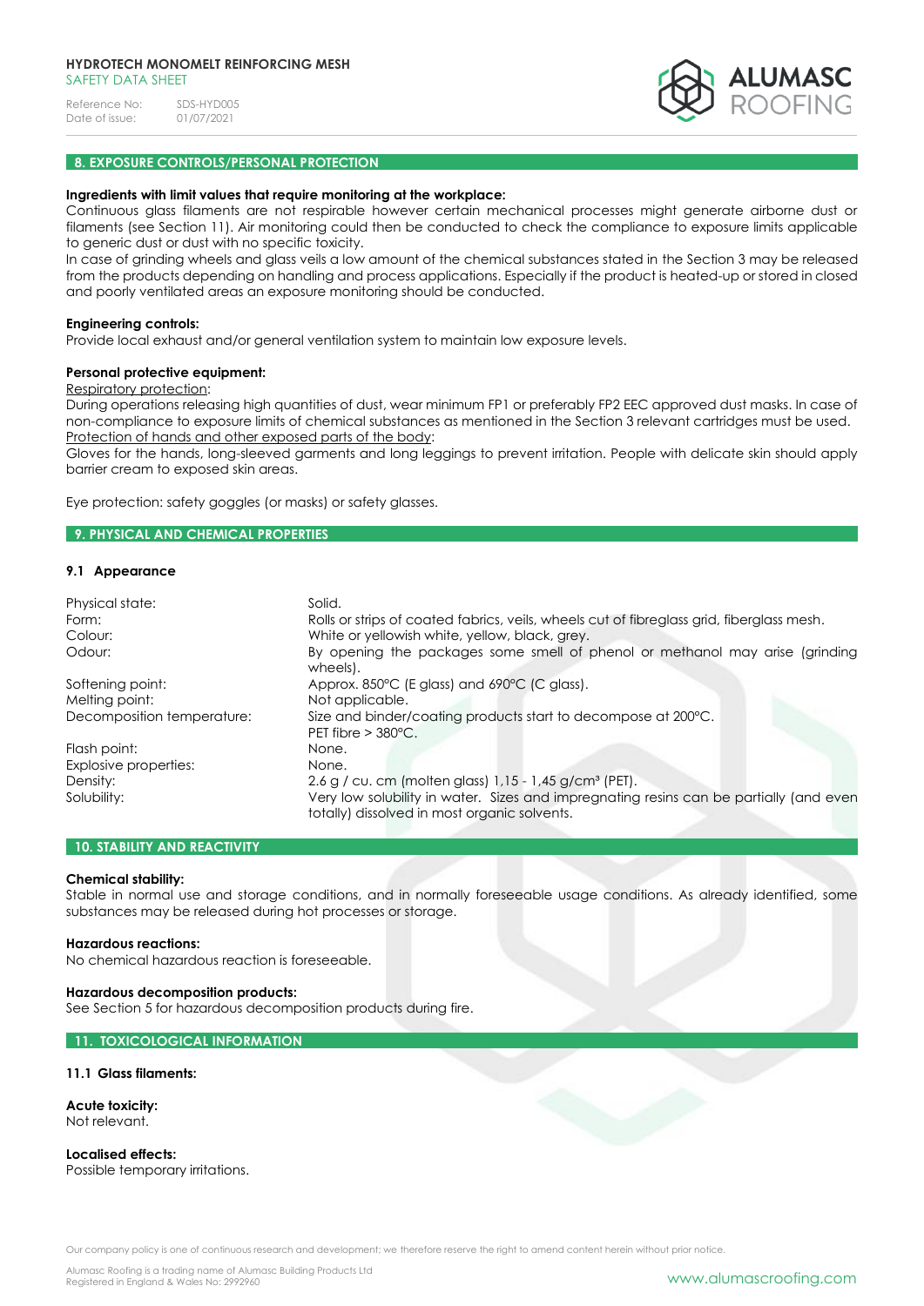## 8. EXPOSURE CONTROLS/PERSONAL PROTECTION

**Ingredients with limit values that require monitoring at the workplace:**
Continuous glass filaments are not respirable however certain mechanical processes might generate airborne dust or filaments (see Section 11). Air monitoring could then be conducted to check the compliance to exposure limits applicable to generic dust or dust with no specific toxicity.
In case of grinding wheels and glass veils a low amount of the chemical substances stated in the Section 3 may be released from the products depending on handling and process applications. Especially if the product is heated-up or stored in closed and poorly ventilated areas an exposure monitoring should be conducted.

**Engineering controls:**
Provide local exhaust and/or general ventilation system to maintain low exposure levels.

**Personal protective equipment:**
Respiratory protection:
During operations releasing high quantities of dust, wear minimum FP1 or preferably FP2 EEC approved dust masks. In case of non-compliance to exposure limits of chemical substances as mentioned in the Section 3 relevant cartridges must be used.
Protection of hands and other exposed parts of the body:
Gloves for the hands, long-sleeved garments and long leggings to prevent irritation. People with delicate skin should apply barrier cream to exposed skin areas.

Eye protection: safety goggles (or masks) or safety glasses.

## 9. PHYSICAL AND CHEMICAL PROPERTIES

### 9.1 Appearance

| | |
|---|---|
| Physical state: | Solid. |
| Form: | Rolls or strips of coated fabrics, veils, wheels cut of fibreglass grid, fiberglass mesh. |
| Colour: | White or yellowish white, yellow, black, grey. |
| Odour: | By opening the packages some smell of phenol or methanol may arise (grinding wheels). |
| Softening point: | Approx. 850°C (E glass) and 690°C (C glass). |
| Melting point: | Not applicable. |
| Decomposition temperature: | Size and binder/coating products start to decompose at 200°C. PET fibre > 380°C. |
| Flash point: | None. |
| Explosive properties: | None. |
| Density: | 2.6 g / cu. cm (molten glass) 1,15 - 1,45 g/cm³ (PET). |
| Solubility: | Very low solubility in water. Sizes and impregnating resins can be partially (and even totally) dissolved in most organic solvents. |

## 10. STABILITY AND REACTIVITY

**Chemical stability:**
Stable in normal use and storage conditions, and in normally foreseeable usage conditions. As already identified, some substances may be released during hot processes or storage.

**Hazardous reactions:**
No chemical hazardous reaction is foreseeable.

**Hazardous decomposition products:**
See Section 5 for hazardous decomposition products during fire.

## 11. TOXICOLOGICAL INFORMATION

### 11.1 Glass filaments:

**Acute toxicity:**
Not relevant.

**Localised effects:**
Possible temporary irritations.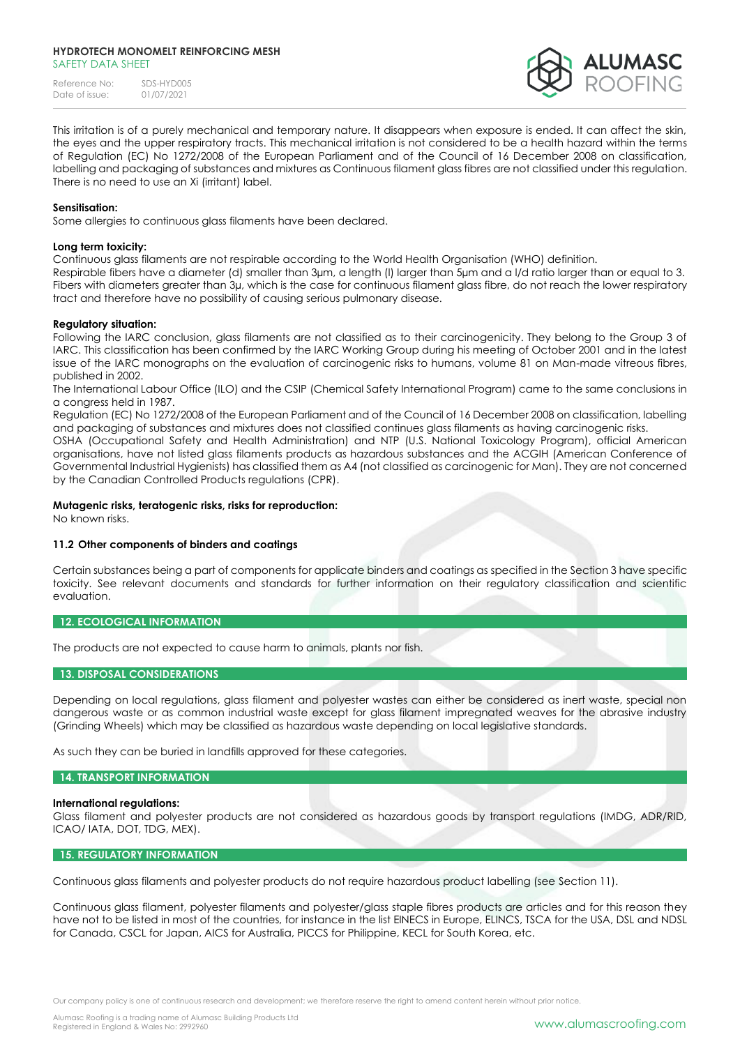This irritation is of a purely mechanical and temporary nature. It disappears when exposure is ended. It can affect the skin, the eyes and the upper respiratory tracts. This mechanical irritation is not considered to be a health hazard within the terms of Regulation (EC) No 1272/2008 of the European Parliament and of the Council of 16 December 2008 on classification, labelling and packaging of substances and mixtures as Continuous filament glass fibres are not classified under this regulation. There is no need to use an Xi (irritant) label.

**Sensitisation:**
Some allergies to continuous glass filaments have been declared.

**Long term toxicity:**
Continuous glass filaments are not respirable according to the World Health Organisation (WHO) definition.
Respirable fibers have a diameter (d) smaller than 3µm, a length (l) larger than 5µm and a l/d ratio larger than or equal to 3. Fibers with diameters greater than 3µ, which is the case for continuous filament glass fibre, do not reach the lower respiratory tract and therefore have no possibility of causing serious pulmonary disease.

**Regulatory situation:**
Following the IARC conclusion, glass filaments are not classified as to their carcinogenicity. They belong to the Group 3 of IARC. This classification has been confirmed by the IARC Working Group during his meeting of October 2001 and in the latest issue of the IARC monographs on the evaluation of carcinogenic risks to humans, volume 81 on Man-made vitreous fibres, published in 2002.
The International Labour Office (ILO) and the CSIP (Chemical Safety International Program) came to the same conclusions in a congress held in 1987.
Regulation (EC) No 1272/2008 of the European Parliament and of the Council of 16 December 2008 on classification, labelling and packaging of substances and mixtures does not classified continues glass filaments as having carcinogenic risks.
OSHA (Occupational Safety and Health Administration) and NTP (U.S. National Toxicology Program), official American organisations, have not listed glass filaments products as hazardous substances and the ACGIH (American Conference of Governmental Industrial Hygienists) has classified them as A4 (not classified as carcinogenic for Man). They are not concerned by the Canadian Controlled Products regulations (CPR).

**Mutagenic risks, teratogenic risks, risks for reproduction:**
No known risks.

### 11.2 Other components of binders and coatings

Certain substances being a part of components for applicate binders and coatings as specified in the Section 3 have specific toxicity. See relevant documents and standards for further information on their regulatory classification and scientific evaluation.

## 12. ECOLOGICAL INFORMATION

The products are not expected to cause harm to animals, plants nor fish.

## 13. DISPOSAL CONSIDERATIONS

Depending on local regulations, glass filament and polyester wastes can either be considered as inert waste, special non dangerous waste or as common industrial waste except for glass filament impregnated weaves for the abrasive industry (Grinding Wheels) which may be classified as hazardous waste depending on local legislative standards.

As such they can be buried in landfills approved for these categories.

## 14. TRANSPORT INFORMATION

**International regulations:**
Glass filament and polyester products are not considered as hazardous goods by transport regulations (IMDG, ADR/RID, ICAO/ IATA, DOT, TDG, MEX).

## 15. REGULATORY INFORMATION

Continuous glass filaments and polyester products do not require hazardous product labelling (see Section 11).

Continuous glass filament, polyester filaments and polyester/glass staple fibres products are articles and for this reason they have not to be listed in most of the countries, for instance in the list EINECS in Europe, ELINCS, TSCA for the USA, DSL and NDSL for Canada, CSCL for Japan, AICS for Australia, PICCS for Philippine, KECL for South Korea, etc.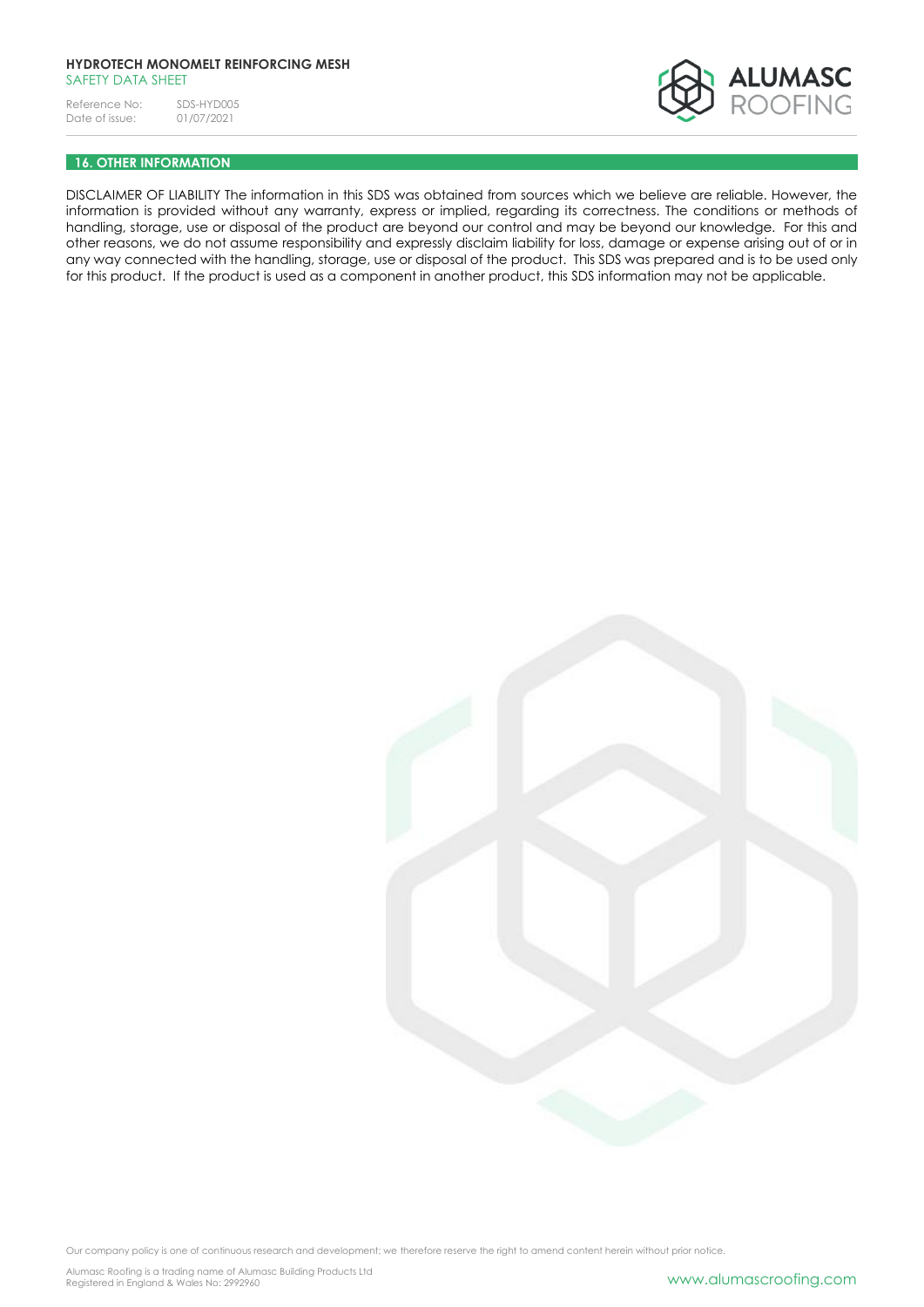## 16. OTHER INFORMATION

DISCLAIMER OF LIABILITY The information in this SDS was obtained from sources which we believe are reliable. However, the information is provided without any warranty, express or implied, regarding its correctness. The conditions or methods of handling, storage, use or disposal of the product are beyond our control and may be beyond our knowledge. For this and other reasons, we do not assume responsibility and expressly disclaim liability for loss, damage or expense arising out of or in any way connected with the handling, storage, use or disposal of the product. This SDS was prepared and is to be used only for this product. If the product is used as a component in another product, this SDS information may not be applicable.